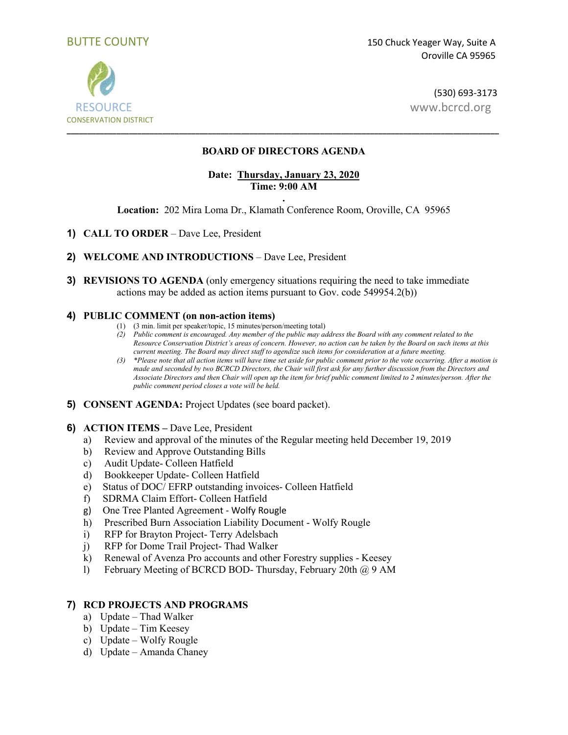BUTTE COUNTY

RESOURCE
CONSERVATION DISTRICT

150 Chuck Yeager Way, Suite A
Oroville CA 95965

(530) 693-3173
www.bcrcd.org

---

## BOARD OF DIRECTORS AGENDA

**Date: Thursday, January 23, 2020**
**Time: 9:00 AM**

**Location:** 202 Mira Loma Dr., Klamath Conference Room, Oroville, CA 95965

1) **CALL TO ORDER** – Dave Lee, President

2) **WELCOME AND INTRODUCTIONS** – Dave Lee, President

3) **REVISIONS TO AGENDA** (only emergency situations requiring the need to take immediate actions may be added as action items pursuant to Gov. code 549954.2(b))

4) **PUBLIC COMMENT (on non-action items)**
   (1) (3 min. limit per speaker/topic, 15 minutes/person/meeting total)
   (2) *Public comment is encouraged. Any member of the public may address the Board with any comment related to the Resource Conservation District's areas of concern. However, no action can be taken by the Board on such items at this current meeting. The Board may direct staff to agendize such items for consideration at a future meeting.*
   (3) *\*Please note that all action items will have time set aside for public comment prior to the vote occurring. After a motion is made and seconded by two BCRCD Directors, the Chair will first ask for any further discussion from the Directors and Associate Directors and then Chair will open up the item for brief public comment limited to 2 minutes/person. After the public comment period closes a vote will be held.*

5) **CONSENT AGENDA:** Project Updates (see board packet).

6) **ACTION ITEMS –** Dave Lee, President
   a) Review and approval of the minutes of the Regular meeting held December 19, 2019
   b) Review and Approve Outstanding Bills
   c) Audit Update- Colleen Hatfield
   d) Bookkeeper Update- Colleen Hatfield
   e) Status of DOC/ EFRP outstanding invoices- Colleen Hatfield
   f) SDRMA Claim Effort- Colleen Hatfield
   g) One Tree Planted Agreement - Wolfy Rougle
   h) Prescribed Burn Association Liability Document - Wolfy Rougle
   i) RFP for Brayton Project- Terry Adelsbach
   j) RFP for Dome Trail Project- Thad Walker
   k) Renewal of Avenza Pro accounts and other Forestry supplies - Keesey
   l) February Meeting of BCRCD BOD- Thursday, February 20th @ 9 AM

7) **RCD PROJECTS AND PROGRAMS**
   a) Update – Thad Walker
   b) Update – Tim Keesey
   c) Update – Wolfy Rougle
   d) Update – Amanda Chaney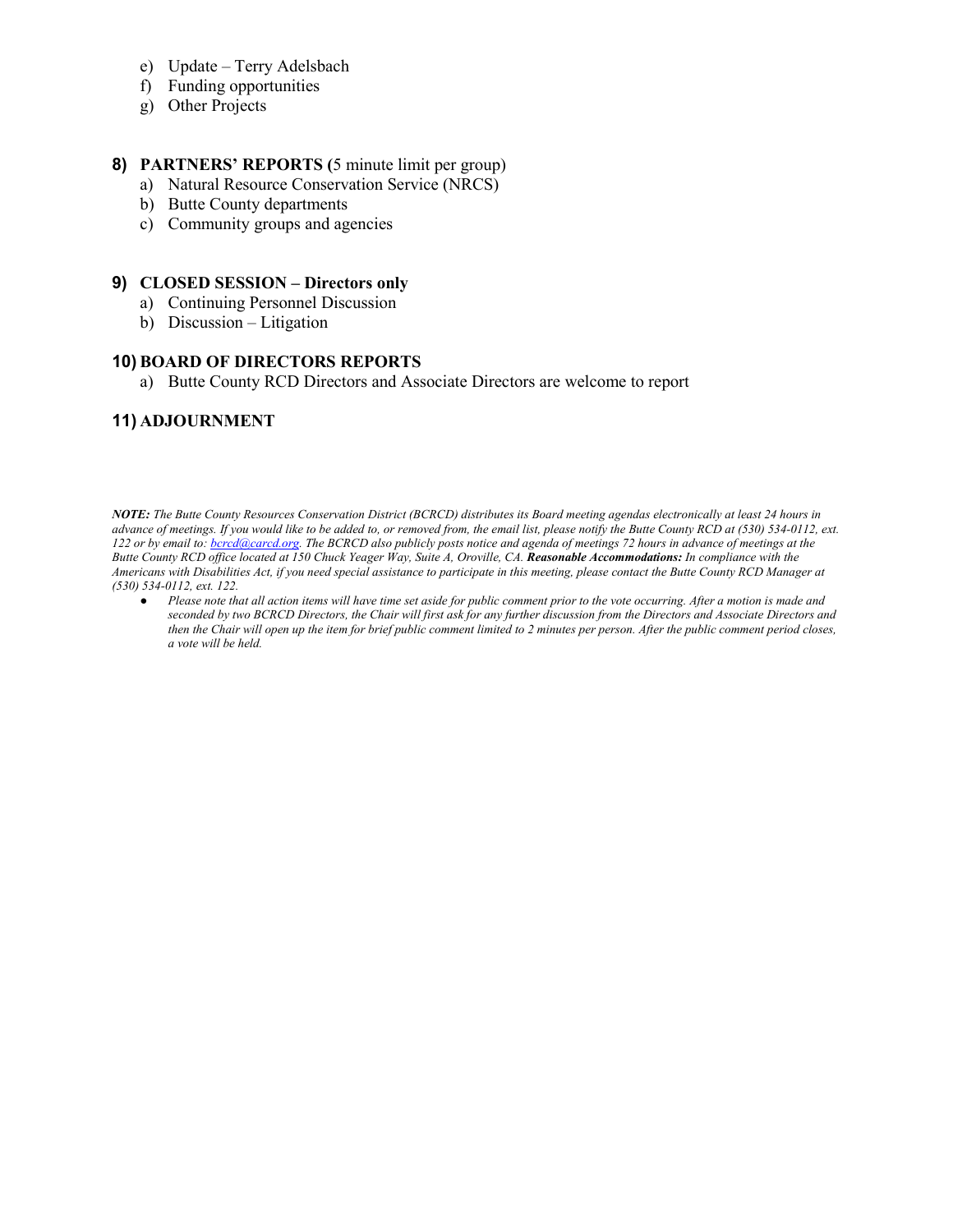e) Update – Terry Adelsbach
f) Funding opportunities
g) Other Projects

**8) PARTNERS' REPORTS (**5 minute limit per group)

a) Natural Resource Conservation Service (NRCS)
b) Butte County departments
c) Community groups and agencies

**9) CLOSED SESSION – Directors only**

a) Continuing Personnel Discussion
b) Discussion – Litigation

**10) BOARD OF DIRECTORS REPORTS**

a) Butte County RCD Directors and Associate Directors are welcome to report

**11) ADJOURNMENT**

***NOTE:*** *The Butte County Resources Conservation District (BCRCD) distributes its Board meeting agendas electronically at least 24 hours in advance of meetings. If you would like to be added to, or removed from, the email list, please notify the Butte County RCD at (530) 534-0112, ext. 122 or by email to: bcrcd@carcd.org. The BCRCD also publicly posts notice and agenda of meetings 72 hours in advance of meetings at the Butte County RCD office located at 150 Chuck Yeager Way, Suite A, Oroville, CA.* ***Reasonable Accommodations:*** *In compliance with the Americans with Disabilities Act, if you need special assistance to participate in this meeting, please contact the Butte County RCD Manager at (530) 534-0112, ext. 122.*

- *Please note that all action items will have time set aside for public comment prior to the vote occurring. After a motion is made and seconded by two BCRCD Directors, the Chair will first ask for any further discussion from the Directors and Associate Directors and then the Chair will open up the item for brief public comment limited to 2 minutes per person. After the public comment period closes, a vote will be held.*